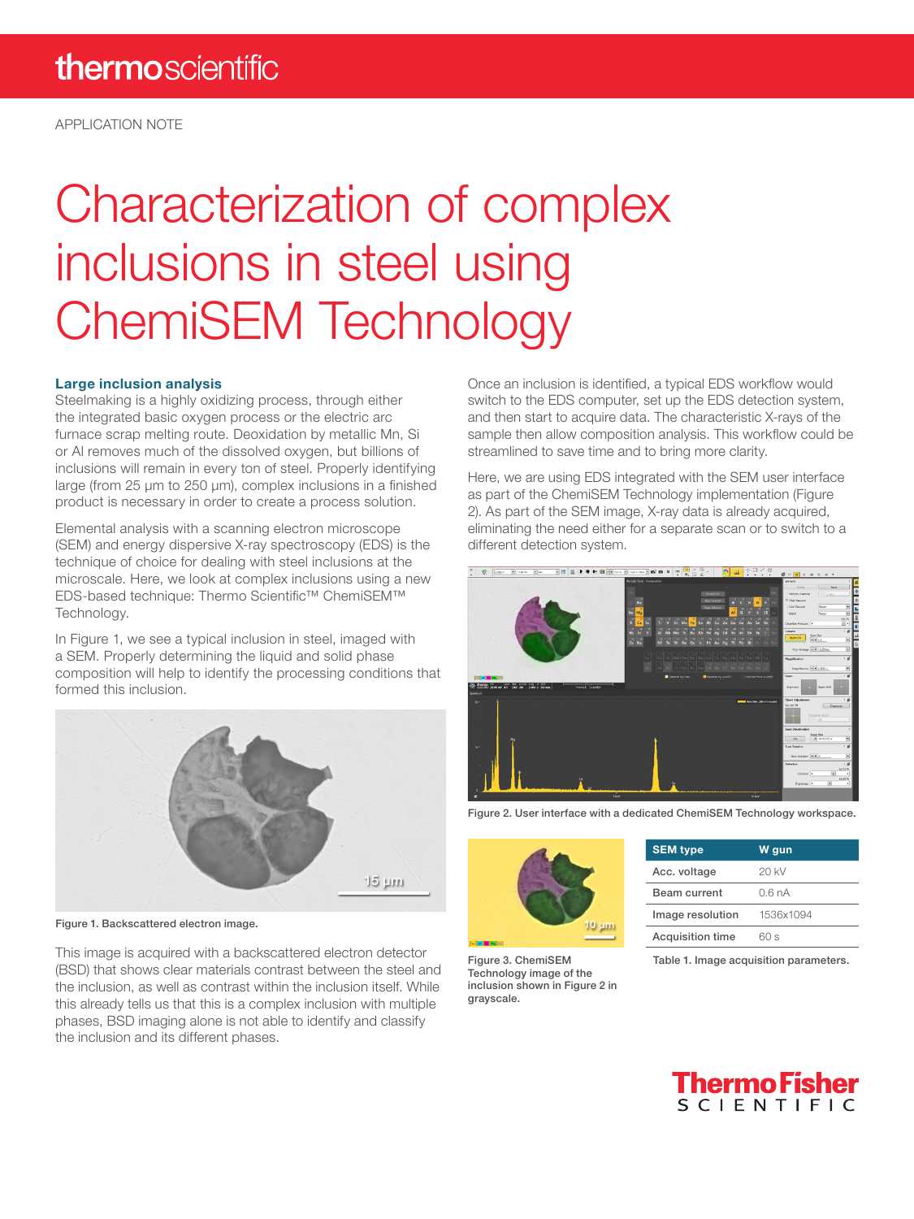APPLICATION NOTE

# Characterization of complex inclusions in steel using ChemiSEM Technology

## Large inclusion analysis

Steelmaking is a highly oxidizing process, through either the integrated basic oxygen process or the electric arc furnace scrap melting route. Deoxidation by metallic Mn, Si or Al removes much of the dissolved oxygen, but billions of inclusions will remain in every ton of steel. Properly identifying large (from 25 µm to 250 µm), complex inclusions in a finished product is necessary in order to create a process solution.

Elemental analysis with a scanning electron microscope (SEM) and energy dispersive X-ray spectroscopy (EDS) is the technique of choice for dealing with steel inclusions at the microscale. Here, we look at complex inclusions using a new EDS-based technique: Thermo Scientific™ ChemiSEM™ Technology.

In Figure 1, we see a typical inclusion in steel, imaged with a SEM. Properly determining the liquid and solid phase composition will help to identify the processing conditions that formed this inclusion.

Figure 1. Backscattered electron image.

This image is acquired with a backscattered electron detector (BSD) that shows clear materials contrast between the steel and the inclusion, as well as contrast within the inclusion itself. While this already tells us that this is a complex inclusion with multiple phases, BSD imaging alone is not able to identify and classify the inclusion and its different phases.

Once an inclusion is identified, a typical EDS workflow would switch to the EDS computer, set up the EDS detection system, and then start to acquire data. The characteristic X-rays of the sample then allow composition analysis. This workflow could be streamlined to save time and to bring more clarity.

Here, we are using EDS integrated with the SEM user interface as part of the ChemiSEM Technology implementation (Figure 2). As part of the SEM image, X-ray data is already acquired, eliminating the need either for a separate scan or to switch to a different detection system.

Figure 2. User interface with a dedicated ChemiSEM Technology workspace.

Figure 3. ChemiSEM Technology image of the inclusion shown in Figure 2 in grayscale.

| SEM type | W gun |
|---|---|
| Acc. voltage | 20 kV |
| Beam current | 0.6 nA |
| Image resolution | 1536x1094 |
| Acquisition time | 60 s |

Table 1. Image acquisition parameters.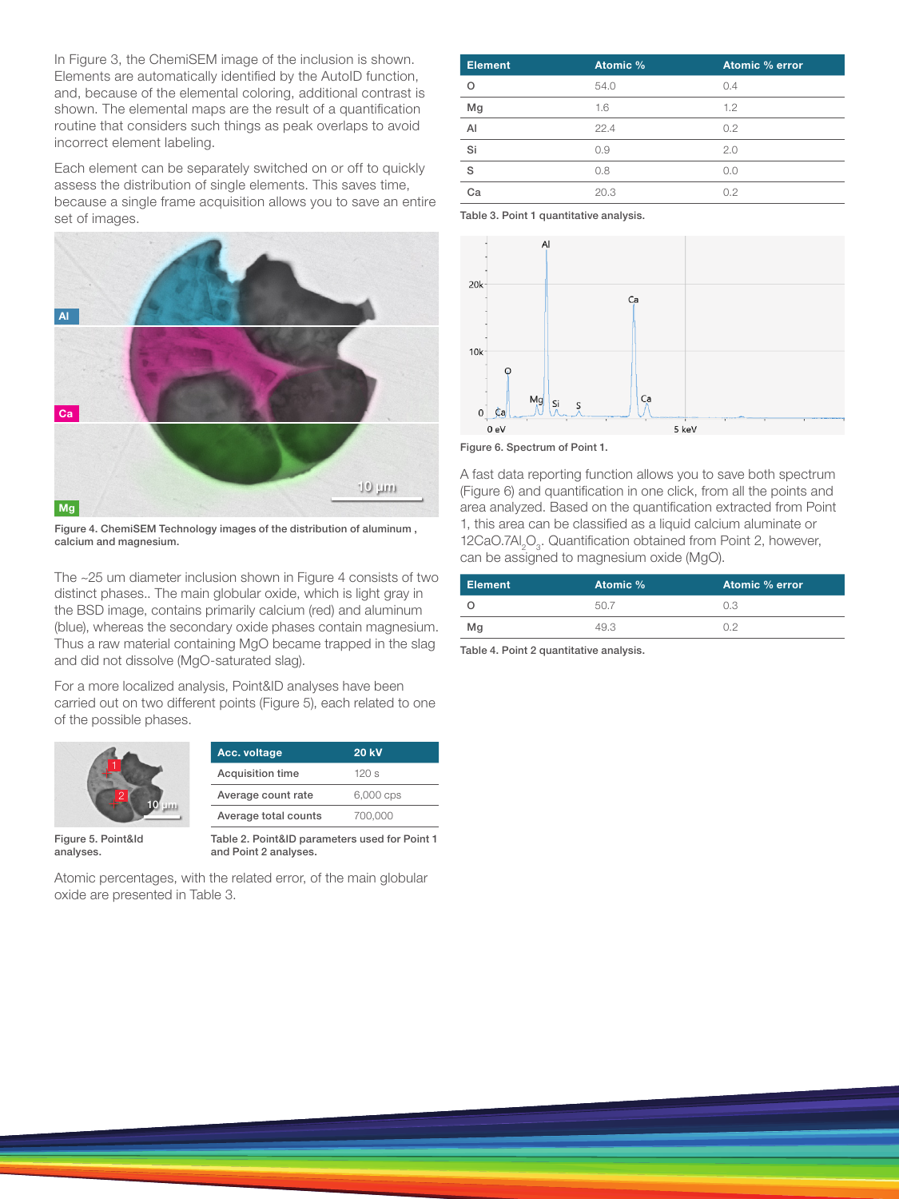In Figure 3, the ChemiSEM image of the inclusion is shown. Elements are automatically identified by the AutoID function, and, because of the elemental coloring, additional contrast is shown. The elemental maps are the result of a quantification routine that considers such things as peak overlaps to avoid incorrect element labeling.

Each element can be separately switched on or off to quickly assess the distribution of single elements. This saves time, because a single frame acquisition allows you to save an entire set of images.

Figure 4. ChemiSEM Technology images of the distribution of aluminum , calcium and magnesium.

The ~25 um diameter inclusion shown in Figure 4 consists of two distinct phases.. The main globular oxide, which is light gray in the BSD image, contains primarily calcium (red) and aluminum (blue), whereas the secondary oxide phases contain magnesium. Thus a raw material containing MgO became trapped in the slag and did not dissolve (MgO-saturated slag).

For a more localized analysis, Point&ID analyses have been carried out on two different points (Figure 5), each related to one of the possible phases.

Figure 5. Point&Id analyses.

| Acc. voltage | 20 kV |
|---|---|
| Acquisition time | 120 s |
| Average count rate | 6,000 cps |
| Average total counts | 700,000 |

Table 2. Point&ID parameters used for Point 1 and Point 2 analyses.

Atomic percentages, with the related error, of the main globular oxide are presented in Table 3.

| Element | Atomic % | Atomic % error |
|---|---|---|
| O | 54.0 | 0.4 |
| Mg | 1.6 | 1.2 |
| Al | 22.4 | 0.2 |
| Si | 0.9 | 2.0 |
| S | 0.8 | 0.0 |
| Ca | 20.3 | 0.2 |

Table 3. Point 1 quantitative analysis.

Figure 6. Spectrum of Point 1.

A fast data reporting function allows you to save both spectrum (Figure 6) and quantification in one click, from all the points and area analyzed. Based on the quantification extracted from Point 1, this area can be classified as a liquid calcium aluminate or $12CaO.7Al_2O_3$. Quantification obtained from Point 2, however, can be assigned to magnesium oxide (MgO).

| Element | Atomic % | Atomic % error |
|---|---|---|
| O | 50.7 | 0.3 |
| Mg | 49.3 | 0.2 |

Table 4. Point 2 quantitative analysis.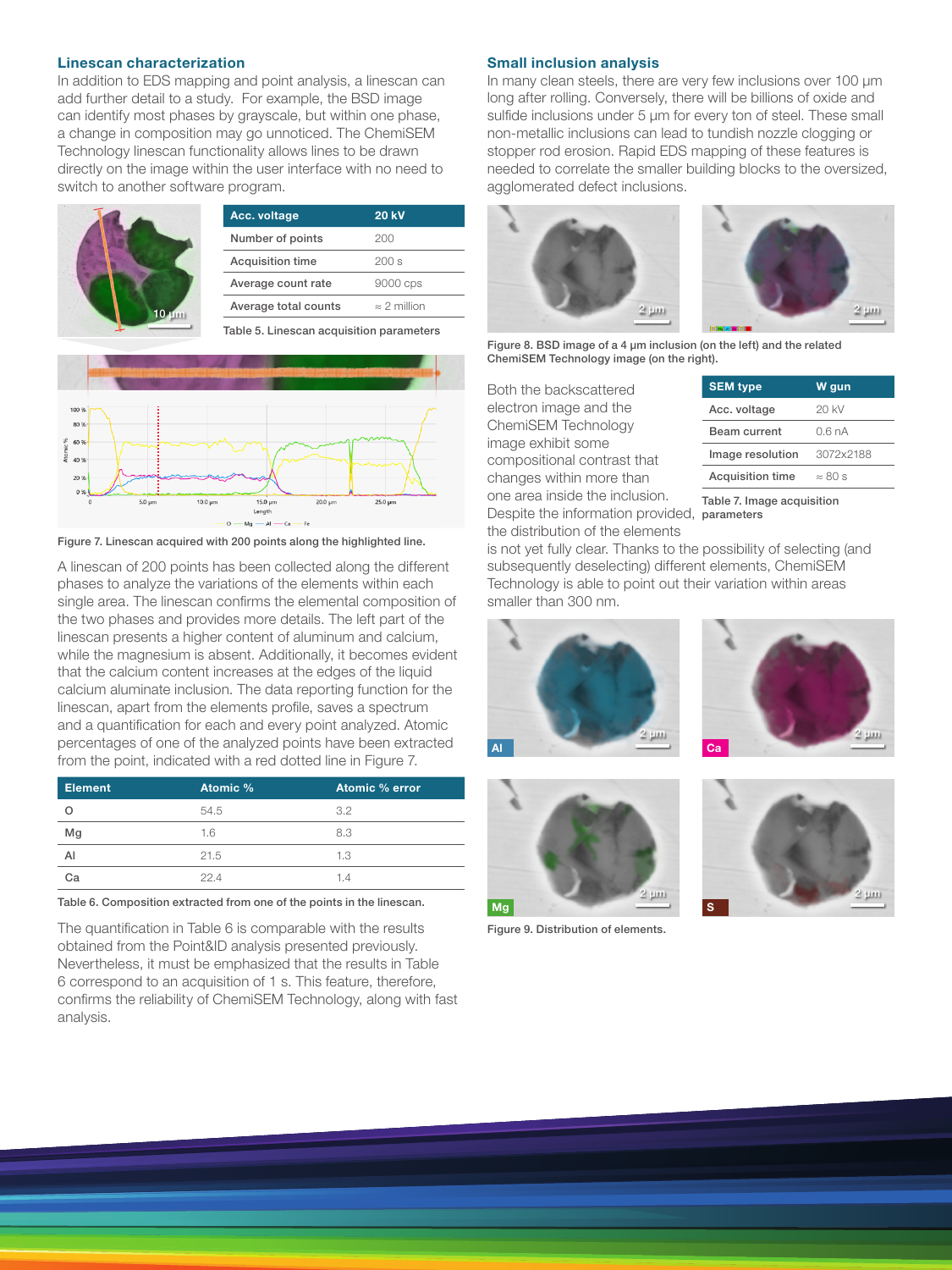## Linescan characterization

In addition to EDS mapping and point analysis, a linescan can add further detail to a study. For example, the BSD image can identify most phases by grayscale, but within one phase, a change in composition may go unnoticed. The ChemiSEM Technology linescan functionality allows lines to be drawn directly on the image within the user interface with no need to switch to another software program.

| Acc. voltage | 20 kV |
| --- | --- |
| Number of points | 200 |
| Acquisition time | 200 s |
| Average count rate | 9000 cps |
| Average total counts | ≈ 2 million |

Table 5. Linescan acquisition parameters

Figure 7. Linescan acquired with 200 points along the highlighted line.

A linescan of 200 points has been collected along the different phases to analyze the variations of the elements within each single area. The linescan confirms the elemental composition of the two phases and provides more details. The left part of the linescan presents a higher content of aluminum and calcium, while the magnesium is absent. Additionally, it becomes evident that the calcium content increases at the edges of the liquid calcium aluminate inclusion. The data reporting function for the linescan, apart from the elements profile, saves a spectrum and a quantification for each and every point analyzed. Atomic percentages of one of the analyzed points have been extracted from the point, indicated with a red dotted line in Figure 7.

| Element | Atomic % | Atomic % error |
| --- | --- | --- |
| O | 54.5 | 3.2 |
| Mg | 1.6 | 8.3 |
| Al | 21.5 | 1.3 |
| Ca | 22.4 | 1.4 |

Table 6. Composition extracted from one of the points in the linescan.

The quantification in Table 6 is comparable with the results obtained from the Point&ID analysis presented previously. Nevertheless, it must be emphasized that the results in Table 6 correspond to an acquisition of 1 s. This feature, therefore, confirms the reliability of ChemiSEM Technology, along with fast analysis.

## Small inclusion analysis

In many clean steels, there are very few inclusions over 100 µm long after rolling. Conversely, there will be billions of oxide and sulfide inclusions under 5 µm for every ton of steel. These small non-metallic inclusions can lead to tundish nozzle clogging or stopper rod erosion. Rapid EDS mapping of these features is needed to correlate the smaller building blocks to the oversized, agglomerated defect inclusions.

Figure 8. BSD image of a 4 µm inclusion (on the left) and the related ChemiSEM Technology image (on the right).

| SEM type | W gun |
| --- | --- |
| Acc. voltage | 20 kV |
| Beam current | 0.6 nA |
| Image resolution | 3072x2188 |
| Acquisition time | ≈ 80 s |

Table 7. Image acquisition parameters

Both the backscattered electron image and the ChemiSEM Technology image exhibit some compositional contrast that changes within more than one area inside the inclusion. Despite the information provided, the distribution of the elements is not yet fully clear. Thanks to the possibility of selecting (and subsequently deselecting) different elements, ChemiSEM Technology is able to point out their variation within areas smaller than 300 nm.

Figure 9. Distribution of elements.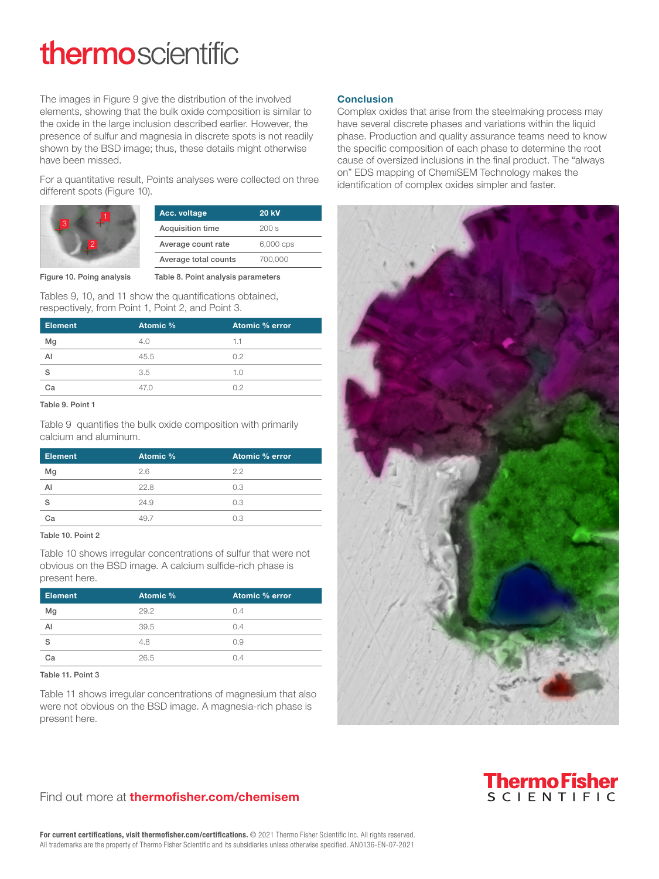The images in Figure 9 give the distribution of the involved elements, showing that the bulk oxide composition is similar to the oxide in the large inclusion described earlier. However, the presence of sulfur and magnesia in discrete spots is not readily shown by the BSD image; thus, these details might otherwise have been missed.

For a quantitative result, Points analyses were collected on three different spots (Figure 10).

Figure 10. Poing analysis

| Acc. voltage | 20 kV |
|---|---|
| Acquisition time | 200 s |
| Average count rate | 6,000 cps |
| Average total counts | 700,000 |

Table 8. Point analysis parameters

Tables 9, 10, and 11 show the quantifications obtained, respectively, from Point 1, Point 2, and Point 3.

| Element | Atomic % | Atomic % error |
|---|---|---|
| Mg | 4.0 | 1.1 |
| Al | 45.5 | 0.2 |
| S | 3.5 | 1.0 |
| Ca | 47.0 | 0.2 |

Table 9. Point 1

Table 9 quantifies the bulk oxide composition with primarily calcium and aluminum.

| Element | Atomic % | Atomic % error |
|---|---|---|
| Mg | 2.6 | 2.2 |
| Al | 22.8 | 0.3 |
| S | 24.9 | 0.3 |
| Ca | 49.7 | 0.3 |

Table 10. Point 2

Table 10 shows irregular concentrations of sulfur that were not obvious on the BSD image. A calcium sulfide-rich phase is present here.

| Element | Atomic % | Atomic % error |
|---|---|---|
| Mg | 29.2 | 0.4 |
| Al | 39.5 | 0.4 |
| S | 4.8 | 0.9 |
| Ca | 26.5 | 0.4 |

Table 11. Point 3

Table 11 shows irregular concentrations of magnesium that also were not obvious on the BSD image. A magnesia-rich phase is present here.

## Conclusion

Complex oxides that arise from the steelmaking process may have several discrete phases and variations within the liquid phase. Production and quality assurance teams need to know the specific composition of each phase to determine the root cause of oversized inclusions in the final product. The "always on" EDS mapping of ChemiSEM Technology makes the identification of complex oxides simpler and faster.

Find out more at **thermofisher.com/chemisem**

**For current certifications, visit thermofisher.com/certifications.** © 2021 Thermo Fisher Scientific Inc. All rights reserved. All trademarks are the property of Thermo Fisher Scientific and its subsidiaries unless otherwise specified. AN0136-EN-07-2021